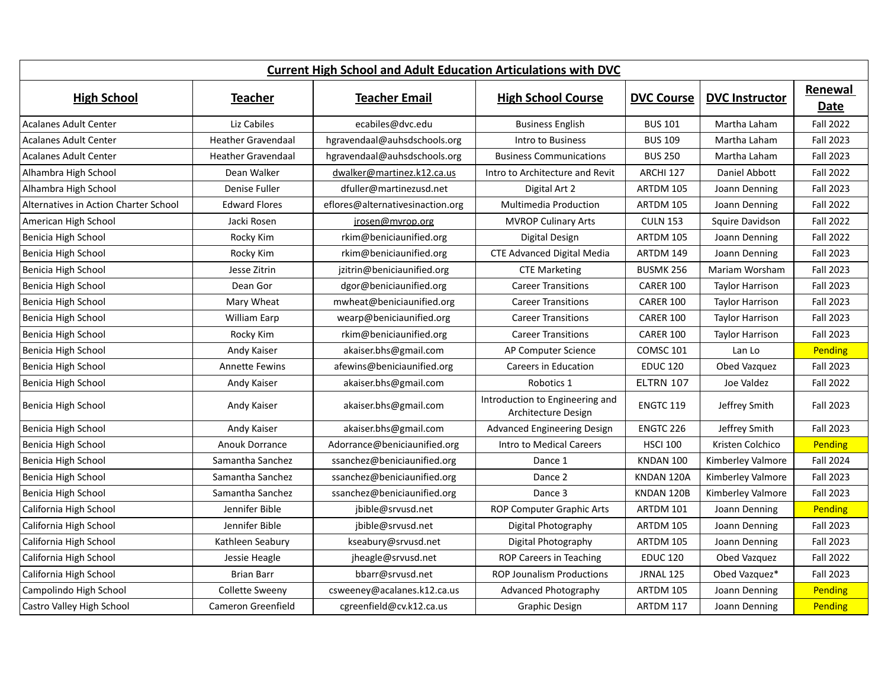## Current High School and Adult Education Articulations with DVC

| High School | Teacher | Teacher Email | High School Course | DVC Course | DVC Instructor | Renewal Date |
|---|---|---|---|---|---|---|
| Acalanes Adult Center | Liz Cabiles | ecabiles@dvc.edu | Business English | BUS 101 | Martha Laham | Fall 2022 |
| Acalanes Adult Center | Heather Gravendaal | hgravendaal@auhsdschools.org | Intro to Business | BUS 109 | Martha Laham | Fall 2023 |
| Acalanes Adult Center | Heather Gravendaal | hgravendaal@auhsdschools.org | Business Communications | BUS 250 | Martha Laham | Fall 2023 |
| Alhambra High School | Dean Walker | dwalker@martinez.k12.ca.us | Intro to Architecture and Revit | ARCHI 127 | Daniel Abbott | Fall 2022 |
| Alhambra High School | Denise Fuller | dfuller@martinezusd.net | Digital Art 2 | ARTDM 105 | Joann Denning | Fall 2023 |
| Alternatives in Action Charter School | Edward Flores | eflores@alternativesinaction.org | Multimedia Production | ARTDM 105 | Joann Denning | Fall 2022 |
| American High School | Jacki Rosen | jrosen@mvrop.org | MVROP Culinary Arts | CULN 153 | Squire Davidson | Fall 2022 |
| Benicia High School | Rocky Kim | rkim@beniciaunified.org | Digital Design | ARTDM 105 | Joann Denning | Fall 2022 |
| Benicia High School | Rocky Kim | rkim@beniciaunified.org | CTE Advanced Digital Media | ARTDM 149 | Joann Denning | Fall 2023 |
| Benicia High School | Jesse Zitrin | jzitrin@beniciaunified.org | CTE Marketing | BUSMK 256 | Mariam Worsham | Fall 2023 |
| Benicia High School | Dean Gor | dgor@beniciaunified.org | Career Transitions | CARER 100 | Taylor Harrison | Fall 2023 |
| Benicia High School | Mary Wheat | mwheat@beniciaunified.org | Career Transitions | CARER 100 | Taylor Harrison | Fall 2023 |
| Benicia High School | William Earp | wearp@beniciaunified.org | Career Transitions | CARER 100 | Taylor Harrison | Fall 2023 |
| Benicia High School | Rocky Kim | rkim@beniciaunified.org | Career Transitions | CARER 100 | Taylor Harrison | Fall 2023 |
| Benicia High School | Andy Kaiser | akaiser.bhs@gmail.com | AP Computer Science | COMSC 101 | Lan Lo | Pending |
| Benicia High School | Annette Fewins | afewins@beniciaunified.org | Careers in Education | EDUC 120 | Obed Vazquez | Fall 2023 |
| Benicia High School | Andy Kaiser | akaiser.bhs@gmail.com | Robotics 1 | ELTRN 107 | Joe Valdez | Fall 2022 |
| Benicia High School | Andy Kaiser | akaiser.bhs@gmail.com | Introduction to Engineering and Architecture Design | ENGTC 119 | Jeffrey Smith | Fall 2023 |
| Benicia High School | Andy Kaiser | akaiser.bhs@gmail.com | Advanced Engineering Design | ENGTC 226 | Jeffrey Smith | Fall 2023 |
| Benicia High School | Anouk Dorrance | Adorrance@beniciaunified.org | Intro to Medical Careers | HSCI 100 | Kristen Colchico | Pending |
| Benicia High School | Samantha Sanchez | ssanchez@beniciaunified.org | Dance 1 | KNDAN 100 | Kimberley Valmore | Fall 2024 |
| Benicia High School | Samantha Sanchez | ssanchez@beniciaunified.org | Dance 2 | KNDAN 120A | Kimberley Valmore | Fall 2023 |
| Benicia High School | Samantha Sanchez | ssanchez@beniciaunified.org | Dance 3 | KNDAN 120B | Kimberley Valmore | Fall 2023 |
| California High School | Jennifer Bible | jbible@srvusd.net | ROP Computer Graphic Arts | ARTDM 101 | Joann Denning | Pending |
| California High School | Jennifer Bible | jbible@srvusd.net | Digital Photography | ARTDM 105 | Joann Denning | Fall 2023 |
| California High School | Kathleen Seabury | kseabury@srvusd.net | Digital Photography | ARTDM 105 | Joann Denning | Fall 2023 |
| California High School | Jessie Heagle | jheagle@srvusd.net | ROP Careers in Teaching | EDUC 120 | Obed Vazquez | Fall 2022 |
| California High School | Brian Barr | bbarr@srvusd.net | ROP Jounalism Productions | JRNAL 125 | Obed Vazquez* | Fall 2023 |
| Campolindo High School | Collette Sweeny | csweeney@acalanes.k12.ca.us | Advanced Photography | ARTDM 105 | Joann Denning | Pending |
| Castro Valley High School | Cameron Greenfield | cgreenfield@cv.k12.ca.us | Graphic Design | ARTDM 117 | Joann Denning | Pending |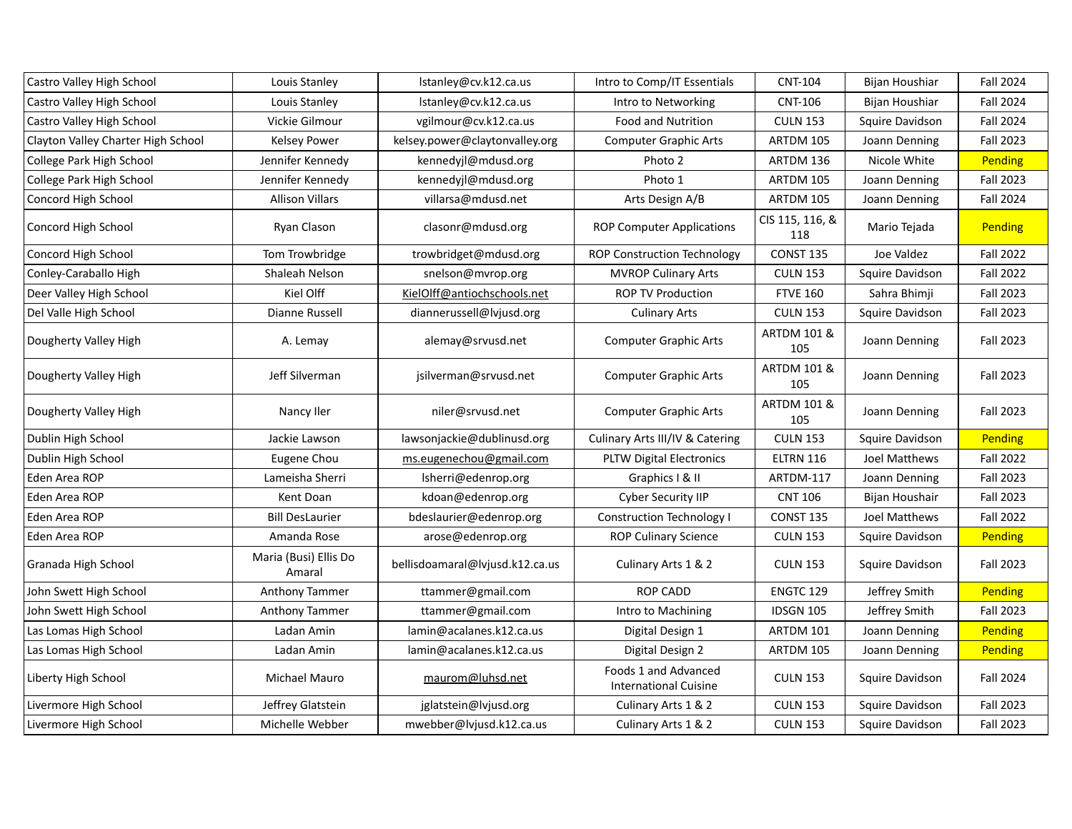| | | | | | | |
|---|---|---|---|---|---|---|
| Castro Valley High School | Louis Stanley | lstanley@cv.k12.ca.us | Intro to Comp/IT Essentials | CNT-104 | Bijan Houshiar | Fall 2024 |
| Castro Valley High School | Louis Stanley | lstanley@cv.k12.ca.us | Intro to Networking | CNT-106 | Bijan Houshiar | Fall 2024 |
| Castro Valley High School | Vickie Gilmour | vgilmour@cv.k12.ca.us | Food and Nutrition | CULN 153 | Squire Davidson | Fall 2024 |
| Clayton Valley Charter High School | Kelsey Power | kelsey.power@claytonvalley.org | Computer Graphic Arts | ARTDM 105 | Joann Denning | Fall 2023 |
| College Park High School | Jennifer Kennedy | kennedyjl@mdusd.org | Photo 2 | ARTDM 136 | Nicole White | Pending |
| College Park High School | Jennifer Kennedy | kennedyjl@mdusd.org | Photo 1 | ARTDM 105 | Joann Denning | Fall 2023 |
| Concord High School | Allison Villars | villarsa@mdusd.net | Arts Design A/B | ARTDM 105 | Joann Denning | Fall 2024 |
| Concord High School | Ryan Clason | clasonr@mdusd.org | ROP Computer Applications | CIS 115, 116, & 118 | Mario Tejada | Pending |
| Concord High School | Tom Trowbridge | trowbridget@mdusd.org | ROP Construction Technology | CONST 135 | Joe Valdez | Fall 2022 |
| Conley-Caraballo High | Shaleah Nelson | snelson@mvrop.org | MVROP Culinary Arts | CULN 153 | Squire Davidson | Fall 2022 |
| Deer Valley High School | Kiel Olff | KielOlff@antiochschools.net | ROP TV Production | FTVE 160 | Sahra Bhimji | Fall 2023 |
| Del Valle High School | Dianne Russell | diannerussell@lvjusd.org | Culinary Arts | CULN 153 | Squire Davidson | Fall 2023 |
| Dougherty Valley High | A. Lemay | alemay@srvusd.net | Computer Graphic Arts | ARTDM 101 & 105 | Joann Denning | Fall 2023 |
| Dougherty Valley High | Jeff Silverman | jsilverman@srvusd.net | Computer Graphic Arts | ARTDM 101 & 105 | Joann Denning | Fall 2023 |
| Dougherty Valley High | Nancy Iler | niler@srvusd.net | Computer Graphic Arts | ARTDM 101 & 105 | Joann Denning | Fall 2023 |
| Dublin High School | Jackie Lawson | lawsonjackie@dublinusd.org | Culinary Arts III/IV & Catering | CULN 153 | Squire Davidson | Pending |
| Dublin High School | Eugene Chou | ms.eugenechou@gmail.com | PLTW Digital Electronics | ELTRN 116 | Joel Matthews | Fall 2022 |
| Eden Area ROP | Lameisha Sherri | lsherri@edenrop.org | Graphics I & II | ARTDM-117 | Joann Denning | Fall 2023 |
| Eden Area ROP | Kent Doan | kdoan@edenrop.org | Cyber Security IIP | CNT 106 | Bijan Houshair | Fall 2023 |
| Eden Area ROP | Bill DesLaurier | bdeslaurier@edenrop.org | Construction Technology I | CONST 135 | Joel Matthews | Fall 2022 |
| Eden Area ROP | Amanda Rose | arose@edenrop.org | ROP Culinary Science | CULN 153 | Squire Davidson | Pending |
| Granada High School | Maria (Busi) Ellis Do Amaral | bellisdoamaral@lvjusd.k12.ca.us | Culinary Arts 1 & 2 | CULN 153 | Squire Davidson | Fall 2023 |
| John Swett High School | Anthony Tammer | ttammer@gmail.com | ROP CADD | ENGTC 129 | Jeffrey Smith | Pending |
| John Swett High School | Anthony Tammer | ttammer@gmail.com | Intro to Machining | IDSGN 105 | Jeffrey Smith | Fall 2023 |
| Las Lomas High School | Ladan Amin | lamin@acalanes.k12.ca.us | Digital Design 1 | ARTDM 101 | Joann Denning | Pending |
| Las Lomas High School | Ladan Amin | lamin@acalanes.k12.ca.us | Digital Design 2 | ARTDM 105 | Joann Denning | Pending |
| Liberty High School | Michael Mauro | maurom@luhsd.net | Foods 1 and Advanced International Cuisine | CULN 153 | Squire Davidson | Fall 2024 |
| Livermore High School | Jeffrey Glatstein | jglatstein@lvjusd.org | Culinary Arts 1 & 2 | CULN 153 | Squire Davidson | Fall 2023 |
| Livermore High School | Michelle Webber | mwebber@lvjusd.k12.ca.us | Culinary Arts 1 & 2 | CULN 153 | Squire Davidson | Fall 2023 |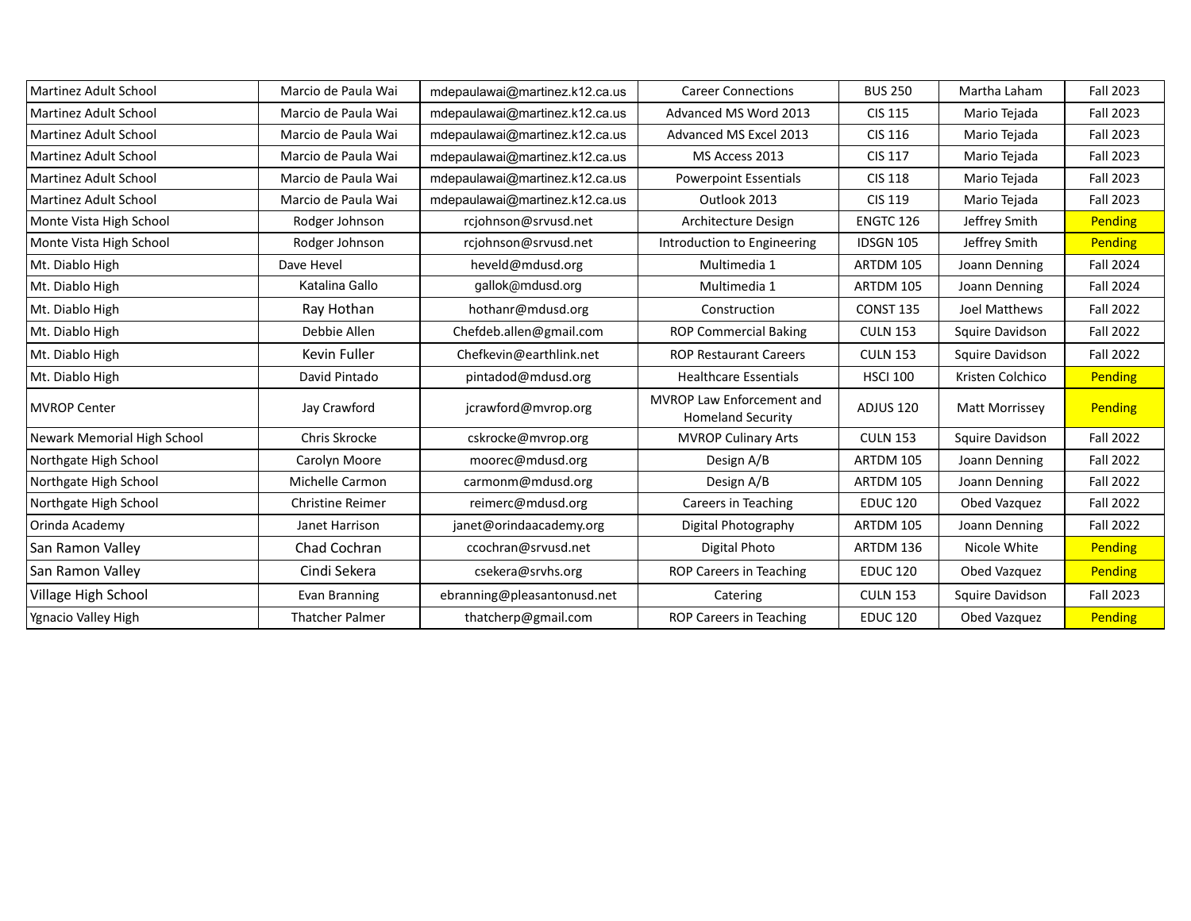| | | | | | | |
|---|---|---|---|---|---|---|
| Martinez Adult School | Marcio de Paula Wai | mdepaulawai@martinez.k12.ca.us | Career Connections | BUS 250 | Martha Laham | Fall 2023 |
| Martinez Adult School | Marcio de Paula Wai | mdepaulawai@martinez.k12.ca.us | Advanced MS Word 2013 | CIS 115 | Mario Tejada | Fall 2023 |
| Martinez Adult School | Marcio de Paula Wai | mdepaulawai@martinez.k12.ca.us | Advanced MS Excel 2013 | CIS 116 | Mario Tejada | Fall 2023 |
| Martinez Adult School | Marcio de Paula Wai | mdepaulawai@martinez.k12.ca.us | MS Access 2013 | CIS 117 | Mario Tejada | Fall 2023 |
| Martinez Adult School | Marcio de Paula Wai | mdepaulawai@martinez.k12.ca.us | Powerpoint Essentials | CIS 118 | Mario Tejada | Fall 2023 |
| Martinez Adult School | Marcio de Paula Wai | mdepaulawai@martinez.k12.ca.us | Outlook 2013 | CIS 119 | Mario Tejada | Fall 2023 |
| Monte Vista High School | Rodger Johnson | rcjohnson@srvusd.net | Architecture Design | ENGTC 126 | Jeffrey Smith | Pending |
| Monte Vista High School | Rodger Johnson | rcjohnson@srvusd.net | Introduction to Engineering | IDSGN 105 | Jeffrey Smith | Pending |
| Mt. Diablo High | Dave Hevel | heveld@mdusd.org | Multimedia 1 | ARTDM 105 | Joann Denning | Fall 2024 |
| Mt. Diablo High | Katalina Gallo | gallok@mdusd.org | Multimedia 1 | ARTDM 105 | Joann Denning | Fall 2024 |
| Mt. Diablo High | Ray Hothan | hothanr@mdusd.org | Construction | CONST 135 | Joel Matthews | Fall 2022 |
| Mt. Diablo High | Debbie Allen | Chefdeb.allen@gmail.com | ROP Commercial Baking | CULN 153 | Squire Davidson | Fall 2022 |
| Mt. Diablo High | Kevin Fuller | Chefkevin@earthlink.net | ROP Restaurant Careers | CULN 153 | Squire Davidson | Fall 2022 |
| Mt. Diablo High | David Pintado | pintadod@mdusd.org | Healthcare Essentials | HSCI 100 | Kristen Colchico | Pending |
| MVROP Center | Jay Crawford | jcrawford@mvrop.org | MVROP Law Enforcement and Homeland Security | ADJUS 120 | Matt Morrissey | Pending |
| Newark Memorial High School | Chris Skrocke | cskrocke@mvrop.org | MVROP Culinary Arts | CULN 153 | Squire Davidson | Fall 2022 |
| Northgate High School | Carolyn Moore | moorec@mdusd.org | Design A/B | ARTDM 105 | Joann Denning | Fall 2022 |
| Northgate High School | Michelle Carmon | carmonm@mdusd.org | Design A/B | ARTDM 105 | Joann Denning | Fall 2022 |
| Northgate High School | Christine Reimer | reimerc@mdusd.org | Careers in Teaching | EDUC 120 | Obed Vazquez | Fall 2022 |
| Orinda Academy | Janet Harrison | janet@orindaacademy.org | Digital Photography | ARTDM 105 | Joann Denning | Fall 2022 |
| San Ramon Valley | Chad Cochran | ccochran@srvusd.net | Digital Photo | ARTDM 136 | Nicole White | Pending |
| San Ramon Valley | Cindi Sekera | csekera@srvhs.org | ROP Careers in Teaching | EDUC 120 | Obed Vazquez | Pending |
| Village High School | Evan Branning | ebranning@pleasantonusd.net | Catering | CULN 153 | Squire Davidson | Fall 2023 |
| Ygnacio Valley High | Thatcher Palmer | thatcherp@gmail.com | ROP Careers in Teaching | EDUC 120 | Obed Vazquez | Pending |